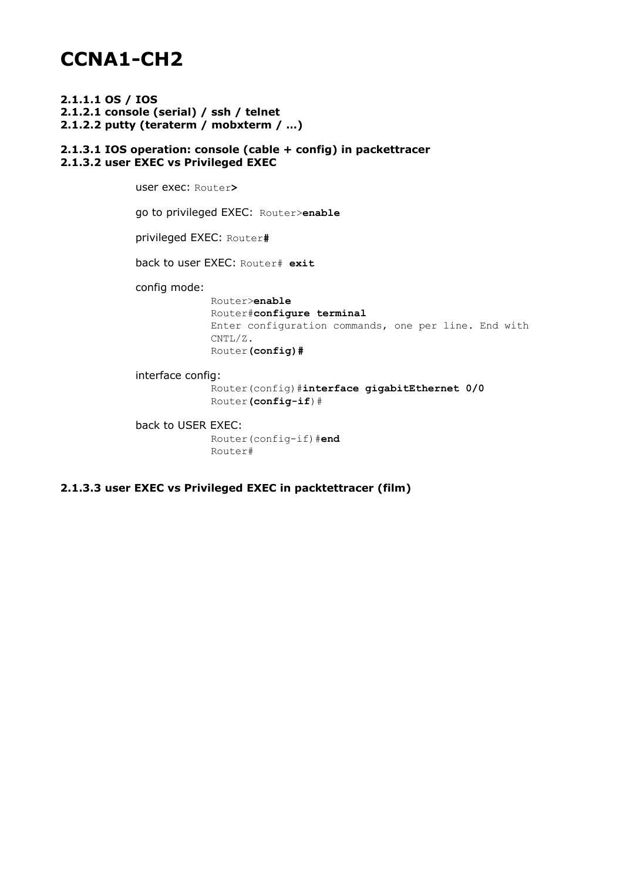# CCNA1-CH2

**2.1.1.1 OS / IOS**
**2.1.2.1 console (serial) / ssh / telnet**
**2.1.2.2 putty (teraterm / mobxterm / …)**

**2.1.3.1 IOS operation: console (cable + config) in packettracer**
**2.1.3.2 user EXEC vs Privileged EXEC**

user exec: `Router>`

go to privileged EXEC: `Router>enable`

privileged EXEC: `Router#`

back to user EXEC: `Router# exit`

config mode:

```
Router>enable
Router#configure terminal
Enter configuration commands, one per line. End with
CNTL/Z.
Router(config)#
```

interface config:

```
Router(config)#interface gigabitEthernet 0/0
Router(config-if)#
```

back to USER EXEC:

```
Router(config-if)#end
Router#
```

**2.1.3.3 user EXEC vs Privileged EXEC in packtettracer (film)**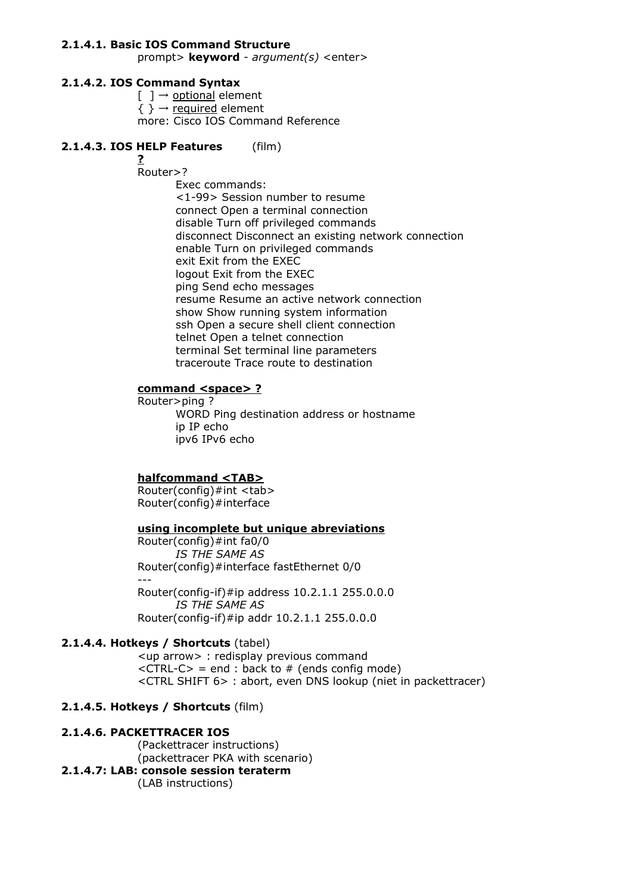### 2.1.4.1. Basic IOS Command Structure

prompt> **keyword** - *argument(s)* <enter>

### 2.1.4.2. IOS Command Syntax

[ ] → <u>optional</u> element
{ } → <u>required</u> element
more: Cisco IOS Command Reference

### 2.1.4.3. IOS HELP Features (film)

**<u>?</u>**

```
Router>?
        Exec commands:
        <1-99> Session number to resume
        connect Open a terminal connection
        disable Turn off privileged commands
        disconnect Disconnect an existing network connection
        enable Turn on privileged commands
        exit Exit from the EXEC
        logout Exit from the EXEC
        ping Send echo messages
        resume Resume an active network connection
        show Show running system information
        ssh Open a secure shell client connection
        telnet Open a telnet connection
        terminal Set terminal line parameters
        traceroute Trace route to destination
```

**<u>command <space> ?</u>**

```
Router>ping ?
        WORD Ping destination address or hostname
        ip IP echo
        ipv6 IPv6 echo
```

**<u>halfcommand <TAB></u>**

```
Router(config)#int <tab>
Router(config)#interface
```

**<u>using incomplete but unique abreviations</u>**

Router(config)#int fa0/0
*IS THE SAME AS*
Router(config)#interface fastEthernet 0/0
---
Router(config-if)#ip address 10.2.1.1 255.0.0.0
*IS THE SAME AS*
Router(config-if)#ip addr 10.2.1.1 255.0.0.0

### 2.1.4.4. Hotkeys / Shortcuts (tabel)

<up arrow> : redisplay previous command
<CTRL-C> = end : back to # (ends config mode)
<CTRL SHIFT 6> : abort, even DNS lookup (niet in packettracer)

### 2.1.4.5. Hotkeys / Shortcuts (film)

### 2.1.4.6. PACKETTRACER IOS

(Packettracer instructions)
(packettracer PKA with scenario)

### 2.1.4.7: LAB: console session teraterm

(LAB instructions)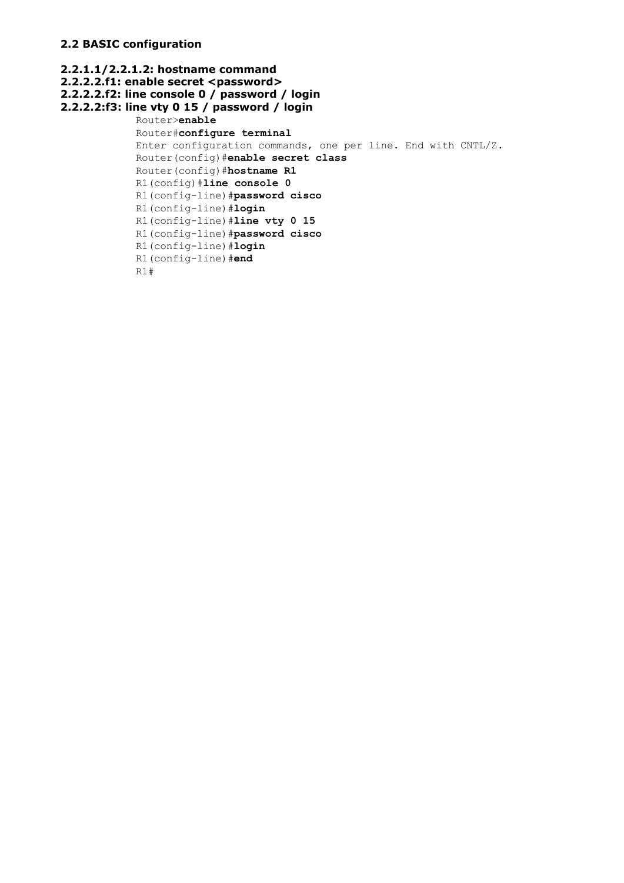## 2.2 BASIC configuration

**2.2.1.1/2.2.1.2: hostname command**
**2.2.2.2.f1: enable secret <password>**
**2.2.2.2.f2: line console 0 / password / login**
**2.2.2.2:f3: line vty 0 15 / password / login**

```
Router>enable
Router#configure terminal
Enter configuration commands, one per line. End with CNTL/Z.
Router(config)#enable secret class
Router(config)#hostname R1
R1(config)#line console 0
R1(config-line)#password cisco
R1(config-line)#login
R1(config-line)#line vty 0 15
R1(config-line)#password cisco
R1(config-line)#login
R1(config-line)#end
R1#
```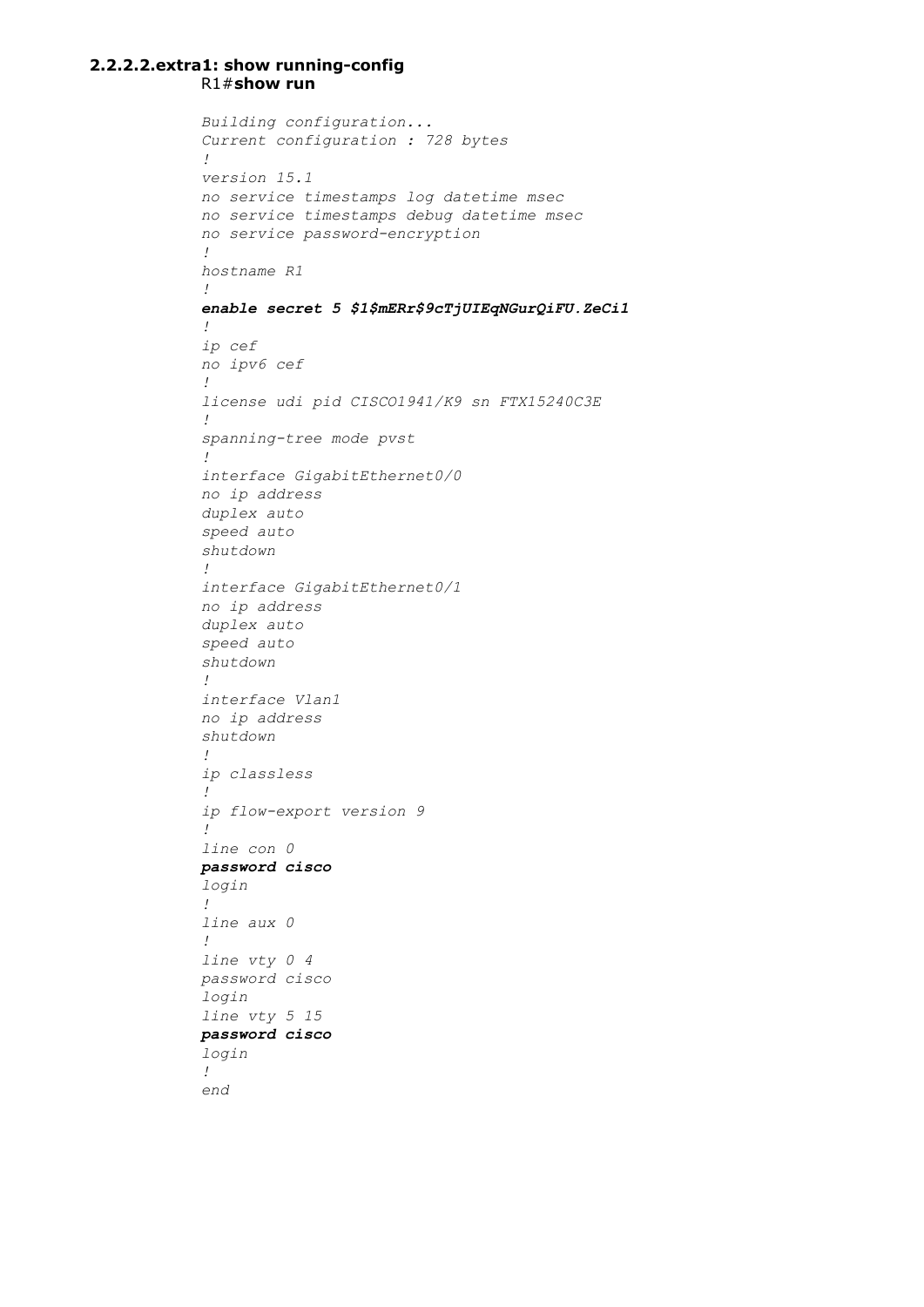**2.2.2.2.extra1: show running-config**

R1#**show run**

```
Building configuration...
Current configuration : 728 bytes
!
version 15.1
no service timestamps log datetime msec
no service timestamps debug datetime msec
no service password-encryption
!
hostname R1
!
enable secret 5 $1$mERr$9cTjUIEqNGurQiFU.ZeCi1
!
ip cef
no ipv6 cef
!
license udi pid CISCO1941/K9 sn FTX15240C3E
!
spanning-tree mode pvst
!
interface GigabitEthernet0/0
no ip address
duplex auto
speed auto
shutdown
!
interface GigabitEthernet0/1
no ip address
duplex auto
speed auto
shutdown
!
interface Vlan1
no ip address
shutdown
!
ip classless
!
ip flow-export version 9
!
line con 0
password cisco
login
!
line aux 0
!
line vty 0 4
password cisco
login
line vty 5 15
password cisco
login
!
end
```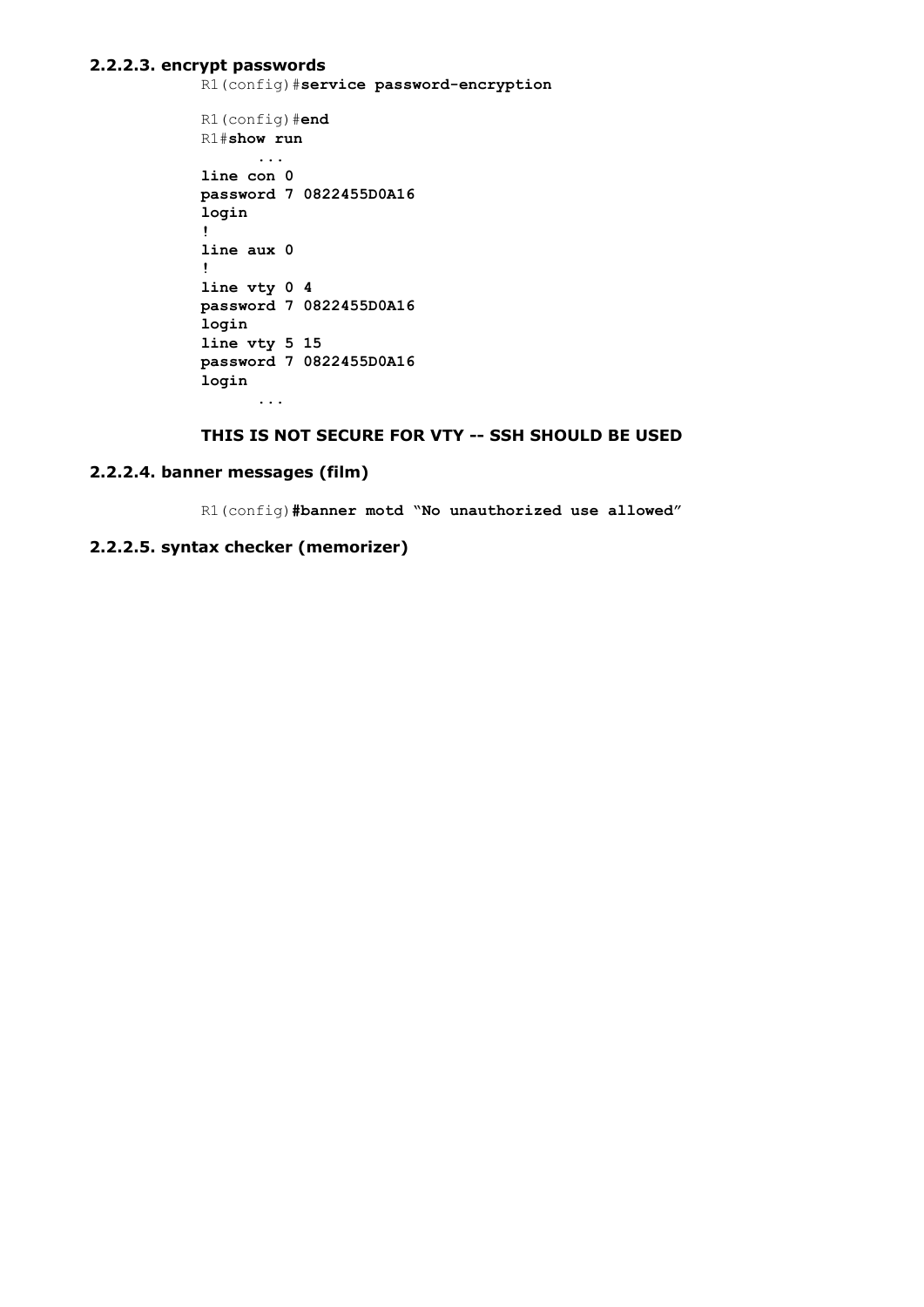### 2.2.2.3. encrypt passwords

```
R1(config)#service password-encryption

R1(config)#end
R1#show run
      ...
line con 0
password 7 0822455D0A16
login
!
line aux 0
!
line vty 0 4
password 7 0822455D0A16
login
line vty 5 15
password 7 0822455D0A16
login
      ...
```

**THIS IS NOT SECURE FOR VTY -- SSH SHOULD BE USED**

### 2.2.2.4. banner messages (film)

```
R1(config)#banner motd "No unauthorized use allowed"
```

### 2.2.2.5. syntax checker (memorizer)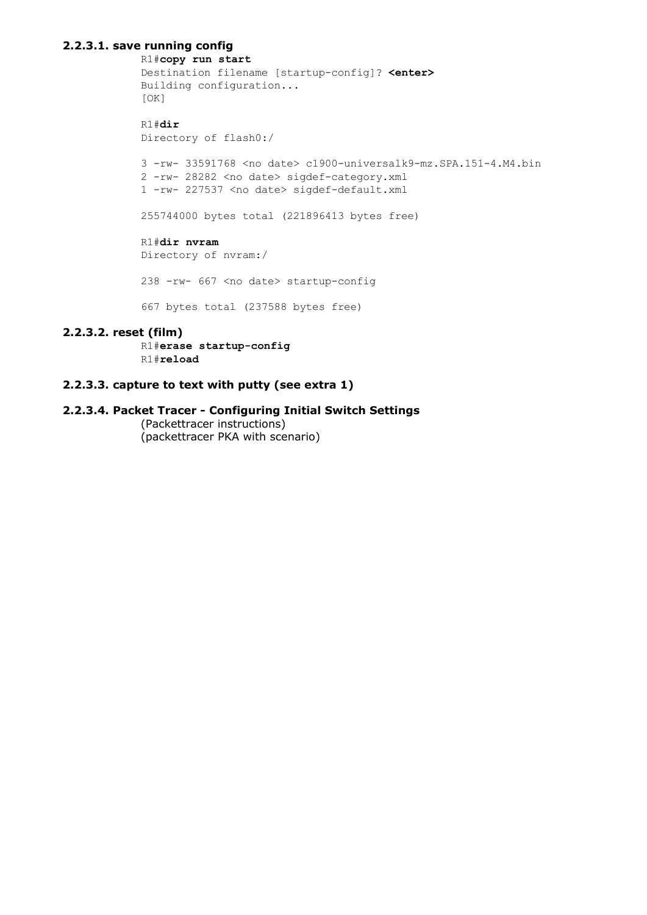### 2.2.3.1. save running config

```
R1#copy run start
Destination filename [startup-config]? <enter>
Building configuration...
[OK]

R1#dir
Directory of flash0:/

3 -rw- 33591768 <no date> c1900-universalk9-mz.SPA.151-4.M4.bin
2 -rw- 28282 <no date> sigdef-category.xml
1 -rw- 227537 <no date> sigdef-default.xml

255744000 bytes total (221896413 bytes free)

R1#dir nvram
Directory of nvram:/

238 -rw- 667 <no date> startup-config

667 bytes total (237588 bytes free)
```

### 2.2.3.2. reset (film)

```
R1#erase startup-config
R1#reload
```

### 2.2.3.3. capture to text with putty (see extra 1)

### 2.2.3.4. Packet Tracer - Configuring Initial Switch Settings

(Packettracer instructions)
(packettracer PKA with scenario)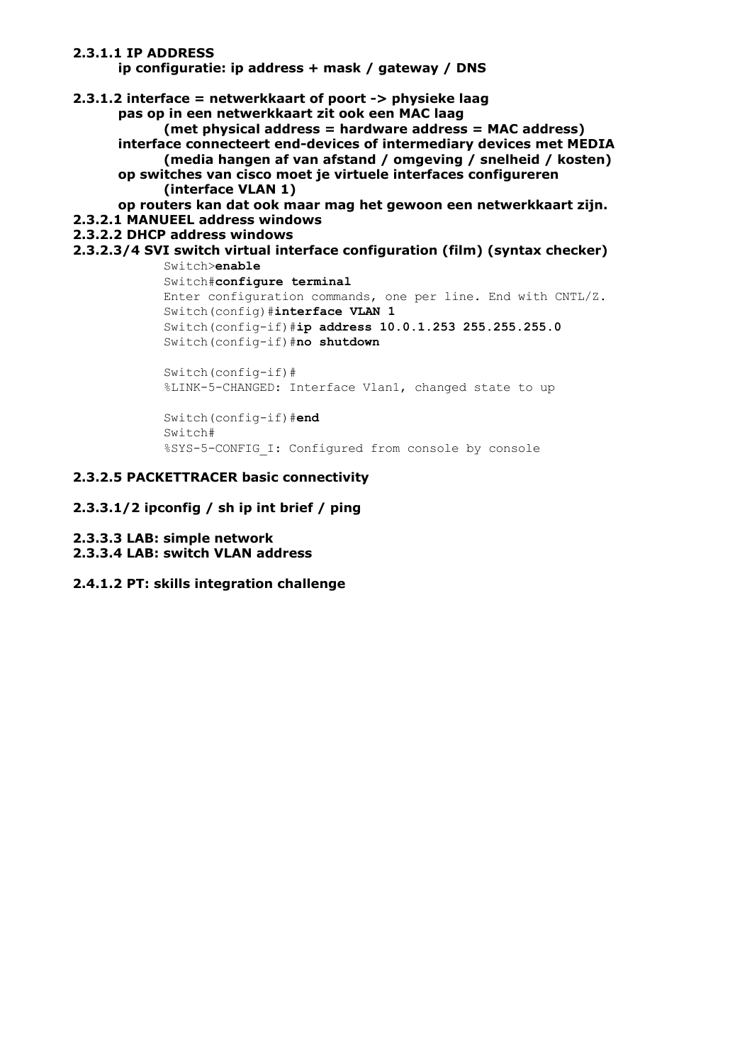**2.3.1.1 IP ADDRESS**

**ip configuratie: ip address + mask / gateway / DNS**

**2.3.1.2 interface = netwerkkaart of poort -> physieke laag**

**pas op in een netwerkkaart zit ook een MAC laag**

**(met physical address = hardware address = MAC address)**

**interface connecteert end-devices of intermediary devices met MEDIA**

**(media hangen af van afstand / omgeving / snelheid / kosten)**

**op switches van cisco moet je virtuele interfaces configureren**

**(interface VLAN 1)**

**op routers kan dat ook maar mag het gewoon een netwerkkaart zijn.**

**2.3.2.1 MANUEEL address windows**

**2.3.2.2 DHCP address windows**

**2.3.2.3/4 SVI switch virtual interface configuration (film) (syntax checker)**

```
Switch>enable
Switch#configure terminal
Enter configuration commands, one per line. End with CNTL/Z.
Switch(config)#interface VLAN 1
Switch(config-if)#ip address 10.0.1.253 255.255.255.0
Switch(config-if)#no shutdown

Switch(config-if)#
%LINK-5-CHANGED: Interface Vlan1, changed state to up

Switch(config-if)#end
Switch#
%SYS-5-CONFIG_I: Configured from console by console
```

**2.3.2.5 PACKETTRACER basic connectivity**

**2.3.3.1/2 ipconfig / sh ip int brief / ping**

**2.3.3.3 LAB: simple network**

**2.3.3.4 LAB: switch VLAN address**

**2.4.1.2 PT: skills integration challenge**